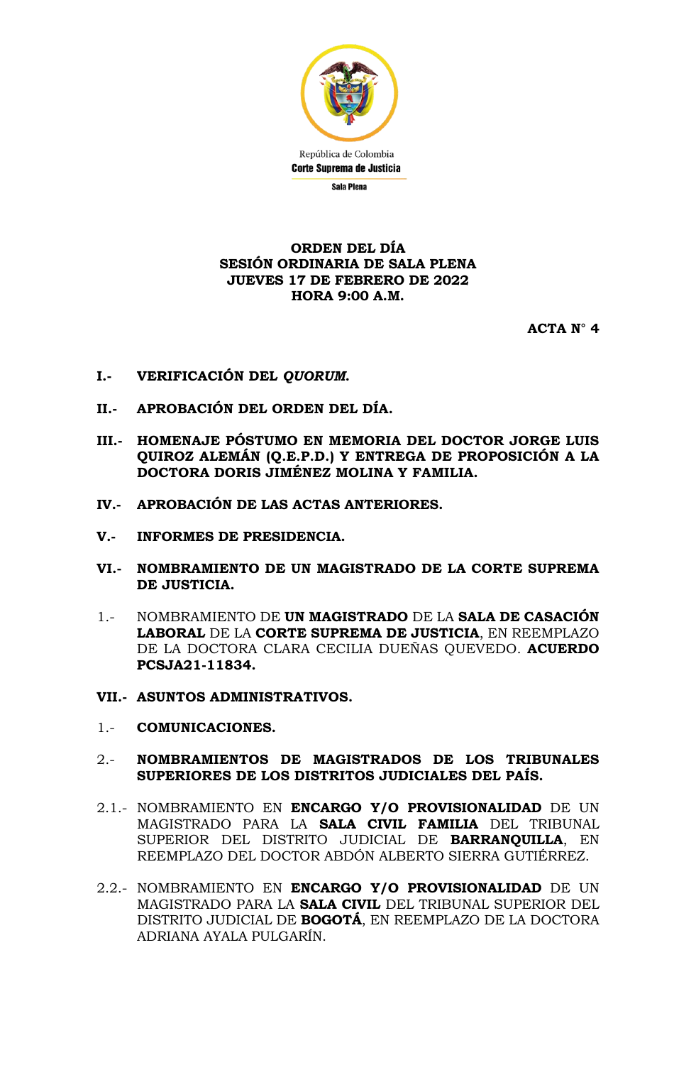República de Colombia
**Corte Suprema de Justicia**
**Sala Plena**

**ORDEN DEL DÍA**
**SESIÓN ORDINARIA DE SALA PLENA**
**JUEVES 17 DE FEBRERO DE 2022**
**HORA 9:00 A.M.**

**ACTA N° 4**

**I.- VERIFICACIÓN DEL *QUORUM*.**

**II.- APROBACIÓN DEL ORDEN DEL DÍA.**

**III.- HOMENAJE PÓSTUMO EN MEMORIA DEL DOCTOR JORGE LUIS QUIROZ ALEMÁN (Q.E.P.D.) Y ENTREGA DE PROPOSICIÓN A LA DOCTORA DORIS JIMÉNEZ MOLINA Y FAMILIA.**

**IV.- APROBACIÓN DE LAS ACTAS ANTERIORES.**

**V.- INFORMES DE PRESIDENCIA.**

**VI.- NOMBRAMIENTO DE UN MAGISTRADO DE LA CORTE SUPREMA DE JUSTICIA.**

1.- NOMBRAMIENTO DE **UN MAGISTRADO** DE LA **SALA DE CASACIÓN LABORAL** DE LA **CORTE SUPREMA DE JUSTICIA**, EN REEMPLAZO DE LA DOCTORA CLARA CECILIA DUEÑAS QUEVEDO. **ACUERDO PCSJA21-11834.**

**VII.- ASUNTOS ADMINISTRATIVOS.**

1.- **COMUNICACIONES.**

2.- **NOMBRAMIENTOS DE MAGISTRADOS DE LOS TRIBUNALES SUPERIORES DE LOS DISTRITOS JUDICIALES DEL PAÍS.**

2.1.- NOMBRAMIENTO EN **ENCARGO Y/O PROVISIONALIDAD** DE UN MAGISTRADO PARA LA **SALA CIVIL FAMILIA** DEL TRIBUNAL SUPERIOR DEL DISTRITO JUDICIAL DE **BARRANQUILLA**, EN REEMPLAZO DEL DOCTOR ABDÓN ALBERTO SIERRA GUTIÉRREZ.

2.2.- NOMBRAMIENTO EN **ENCARGO Y/O PROVISIONALIDAD** DE UN MAGISTRADO PARA LA **SALA CIVIL** DEL TRIBUNAL SUPERIOR DEL DISTRITO JUDICIAL DE **BOGOTÁ**, EN REEMPLAZO DE LA DOCTORA ADRIANA AYALA PULGARÍN.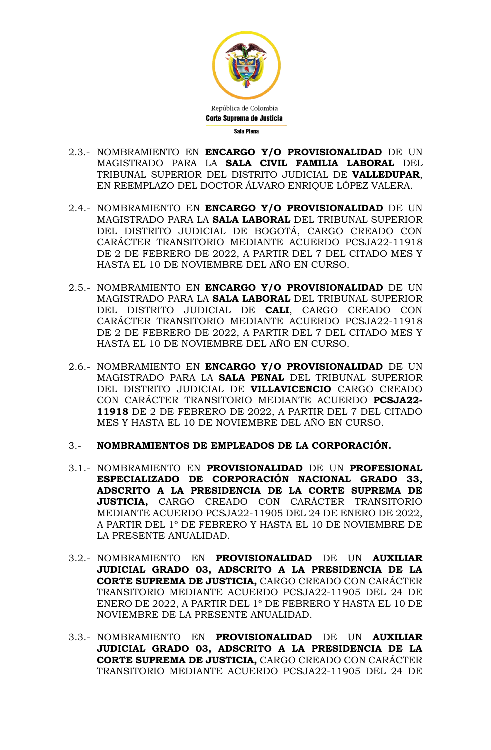2.3.- NOMBRAMIENTO EN **ENCARGO Y/O PROVISIONALIDAD** DE UN MAGISTRADO PARA LA **SALA CIVIL FAMILIA LABORAL** DEL TRIBUNAL SUPERIOR DEL DISTRITO JUDICIAL DE **VALLEDUPAR**, EN REEMPLAZO DEL DOCTOR ÁLVARO ENRIQUE LÓPEZ VALERA.

2.4.- NOMBRAMIENTO EN **ENCARGO Y/O PROVISIONALIDAD** DE UN MAGISTRADO PARA LA **SALA LABORAL** DEL TRIBUNAL SUPERIOR DEL DISTRITO JUDICIAL DE BOGOTÁ, CARGO CREADO CON CARÁCTER TRANSITORIO MEDIANTE ACUERDO PCSJA22-11918 DE 2 DE FEBRERO DE 2022, A PARTIR DEL 7 DEL CITADO MES Y HASTA EL 10 DE NOVIEMBRE DEL AÑO EN CURSO.

2.5.- NOMBRAMIENTO EN **ENCARGO Y/O PROVISIONALIDAD** DE UN MAGISTRADO PARA LA **SALA LABORAL** DEL TRIBUNAL SUPERIOR DEL DISTRITO JUDICIAL DE **CALI**, CARGO CREADO CON CARÁCTER TRANSITORIO MEDIANTE ACUERDO PCSJA22-11918 DE 2 DE FEBRERO DE 2022, A PARTIR DEL 7 DEL CITADO MES Y HASTA EL 10 DE NOVIEMBRE DEL AÑO EN CURSO.

2.6.- NOMBRAMIENTO EN **ENCARGO Y/O PROVISIONALIDAD** DE UN MAGISTRADO PARA LA **SALA PENAL** DEL TRIBUNAL SUPERIOR DEL DISTRITO JUDICIAL DE **VILLAVICENCIO** CARGO CREADO CON CARÁCTER TRANSITORIO MEDIANTE ACUERDO **PCSJA22-11918** DE 2 DE FEBRERO DE 2022, A PARTIR DEL 7 DEL CITADO MES Y HASTA EL 10 DE NOVIEMBRE DEL AÑO EN CURSO.

3.- **NOMBRAMIENTOS DE EMPLEADOS DE LA CORPORACIÓN.**

3.1.- NOMBRAMIENTO EN **PROVISIONALIDAD** DE UN **PROFESIONAL ESPECIALIZADO DE CORPORACIÓN NACIONAL GRADO 33, ADSCRITO A LA PRESIDENCIA DE LA CORTE SUPREMA DE JUSTICIA,** CARGO CREADO CON CARÁCTER TRANSITORIO MEDIANTE ACUERDO PCSJA22-11905 DEL 24 DE ENERO DE 2022, A PARTIR DEL 1º DE FEBRERO Y HASTA EL 10 DE NOVIEMBRE DE LA PRESENTE ANUALIDAD.

3.2.- NOMBRAMIENTO EN **PROVISIONALIDAD** DE UN **AUXILIAR JUDICIAL GRADO 03, ADSCRITO A LA PRESIDENCIA DE LA CORTE SUPREMA DE JUSTICIA,** CARGO CREADO CON CARÁCTER TRANSITORIO MEDIANTE ACUERDO PCSJA22-11905 DEL 24 DE ENERO DE 2022, A PARTIR DEL 1º DE FEBRERO Y HASTA EL 10 DE NOVIEMBRE DE LA PRESENTE ANUALIDAD.

3.3.- NOMBRAMIENTO EN **PROVISIONALIDAD** DE UN **AUXILIAR JUDICIAL GRADO 03, ADSCRITO A LA PRESIDENCIA DE LA CORTE SUPREMA DE JUSTICIA,** CARGO CREADO CON CARÁCTER TRANSITORIO MEDIANTE ACUERDO PCSJA22-11905 DEL 24 DE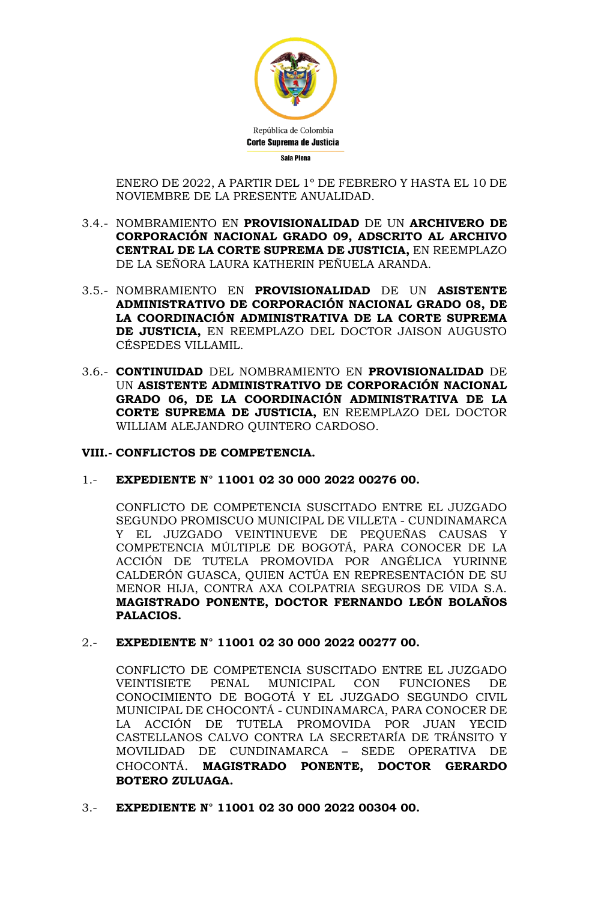ENERO DE 2022, A PARTIR DEL 1º DE FEBRERO Y HASTA EL 10 DE NOVIEMBRE DE LA PRESENTE ANUALIDAD.

3.4.- NOMBRAMIENTO EN **PROVISIONALIDAD** DE UN **ARCHIVERO DE CORPORACIÓN NACIONAL GRADO 09, ADSCRITO AL ARCHIVO CENTRAL DE LA CORTE SUPREMA DE JUSTICIA,** EN REEMPLAZO DE LA SEÑORA LAURA KATHERIN PEÑUELA ARANDA.

3.5.- NOMBRAMIENTO EN **PROVISIONALIDAD** DE UN **ASISTENTE ADMINISTRATIVO DE CORPORACIÓN NACIONAL GRADO 08, DE LA COORDINACIÓN ADMINISTRATIVA DE LA CORTE SUPREMA DE JUSTICIA,** EN REEMPLAZO DEL DOCTOR JAISON AUGUSTO CÉSPEDES VILLAMIL.

3.6.- **CONTINUIDAD** DEL NOMBRAMIENTO EN **PROVISIONALIDAD** DE UN **ASISTENTE ADMINISTRATIVO DE CORPORACIÓN NACIONAL GRADO 06, DE LA COORDINACIÓN ADMINISTRATIVA DE LA CORTE SUPREMA DE JUSTICIA,** EN REEMPLAZO DEL DOCTOR WILLIAM ALEJANDRO QUINTERO CARDOSO.

## VIII.- CONFLICTOS DE COMPETENCIA.

1.- **EXPEDIENTE N° 11001 02 30 000 2022 00276 00.**

CONFLICTO DE COMPETENCIA SUSCITADO ENTRE EL JUZGADO SEGUNDO PROMISCUO MUNICIPAL DE VILLETA - CUNDINAMARCA Y EL JUZGADO VEINTINUEVE DE PEQUEÑAS CAUSAS Y COMPETENCIA MÚLTIPLE DE BOGOTÁ, PARA CONOCER DE LA ACCIÓN DE TUTELA PROMOVIDA POR ANGÉLICA YURINNE CALDERÓN GUASCA, QUIEN ACTÚA EN REPRESENTACIÓN DE SU MENOR HIJA, CONTRA AXA COLPATRIA SEGUROS DE VIDA S.A. **MAGISTRADO PONENTE, DOCTOR FERNANDO LEÓN BOLAÑOS PALACIOS.**

2.- **EXPEDIENTE N° 11001 02 30 000 2022 00277 00.**

CONFLICTO DE COMPETENCIA SUSCITADO ENTRE EL JUZGADO VEINTISIETE PENAL MUNICIPAL CON FUNCIONES DE CONOCIMIENTO DE BOGOTÁ Y EL JUZGADO SEGUNDO CIVIL MUNICIPAL DE CHOCONTÁ - CUNDINAMARCA, PARA CONOCER DE LA ACCIÓN DE TUTELA PROMOVIDA POR JUAN YECID CASTELLANOS CALVO CONTRA LA SECRETARÍA DE TRÁNSITO Y MOVILIDAD DE CUNDINAMARCA – SEDE OPERATIVA DE CHOCONTÁ. **MAGISTRADO PONENTE, DOCTOR GERARDO BOTERO ZULUAGA.**

3.- **EXPEDIENTE N° 11001 02 30 000 2022 00304 00.**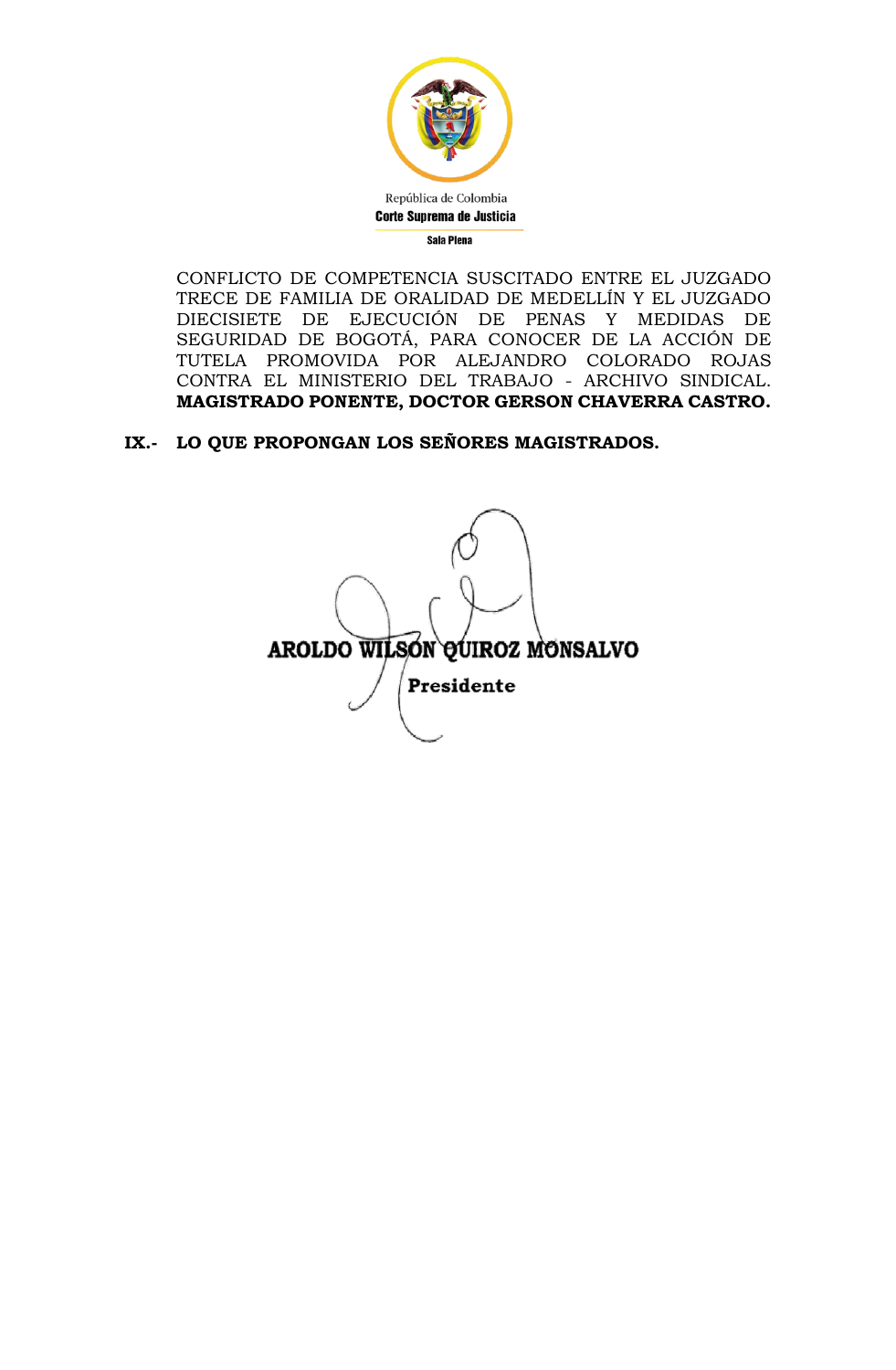República de Colombia
**Corte Suprema de Justicia**
**Sala Plena**

CONFLICTO DE COMPETENCIA SUSCITADO ENTRE EL JUZGADO TRECE DE FAMILIA DE ORALIDAD DE MEDELLÍN Y EL JUZGADO DIECISIETE DE EJECUCIÓN DE PENAS Y MEDIDAS DE SEGURIDAD DE BOGOTÁ, PARA CONOCER DE LA ACCIÓN DE TUTELA PROMOVIDA POR ALEJANDRO COLORADO ROJAS CONTRA EL MINISTERIO DEL TRABAJO - ARCHIVO SINDICAL. **MAGISTRADO PONENTE, DOCTOR GERSON CHAVERRA CASTRO.**

**IX.- LO QUE PROPONGAN LOS SEÑORES MAGISTRADOS.**

**AROLDO WILSON QUIROZ MONSALVO**
**Presidente**